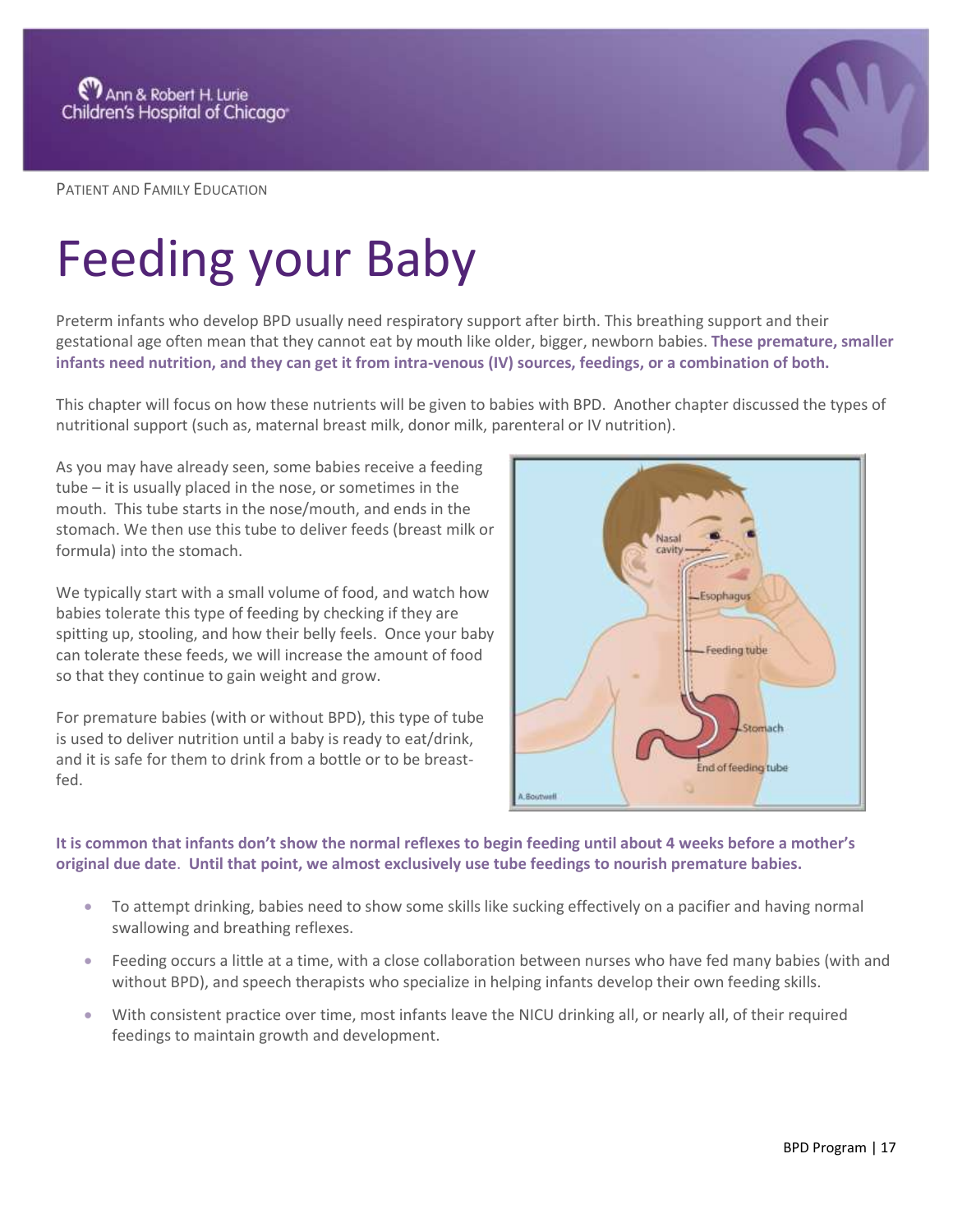Ann & Robert H. Lurie Children's Hospital of Chicago

PATIENT AND FAMILY EDUCATION

# Feeding your Baby

Preterm infants who develop BPD usually need respiratory support after birth. This breathing support and their gestational age often mean that they cannot eat by mouth like older, bigger, newborn babies. **These premature, smaller infants need nutrition, and they can get it from intra-venous (IV) sources, feedings, or a combination of both.**

This chapter will focus on how these nutrients will be given to babies with BPD. Another chapter discussed the types of nutritional support (such as, maternal breast milk, donor milk, parenteral or IV nutrition).

As you may have already seen, some babies receive a feeding tube – it is usually placed in the nose, or sometimes in the mouth. This tube starts in the nose/mouth, and ends in the stomach. We then use this tube to deliver feeds (breast milk or formula) into the stomach.

We typically start with a small volume of food, and watch how babies tolerate this type of feeding by checking if they are spitting up, stooling, and how their belly feels. Once your baby can tolerate these feeds, we will increase the amount of food so that they continue to gain weight and grow.

For premature babies (with or without BPD), this type of tube is used to deliver nutrition until a baby is ready to eat/drink, and it is safe for them to drink from a bottle or to be breast-fed.

**It is common that infants don't show the normal reflexes to begin feeding until about 4 weeks before a mother's original due date. Until that point, we almost exclusively use tube feedings to nourish premature babies.**

- To attempt drinking, babies need to show some skills like sucking effectively on a pacifier and having normal swallowing and breathing reflexes.
- Feeding occurs a little at a time, with a close collaboration between nurses who have fed many babies (with and without BPD), and speech therapists who specialize in helping infants develop their own feeding skills.
- With consistent practice over time, most infants leave the NICU drinking all, or nearly all, of their required feedings to maintain growth and development.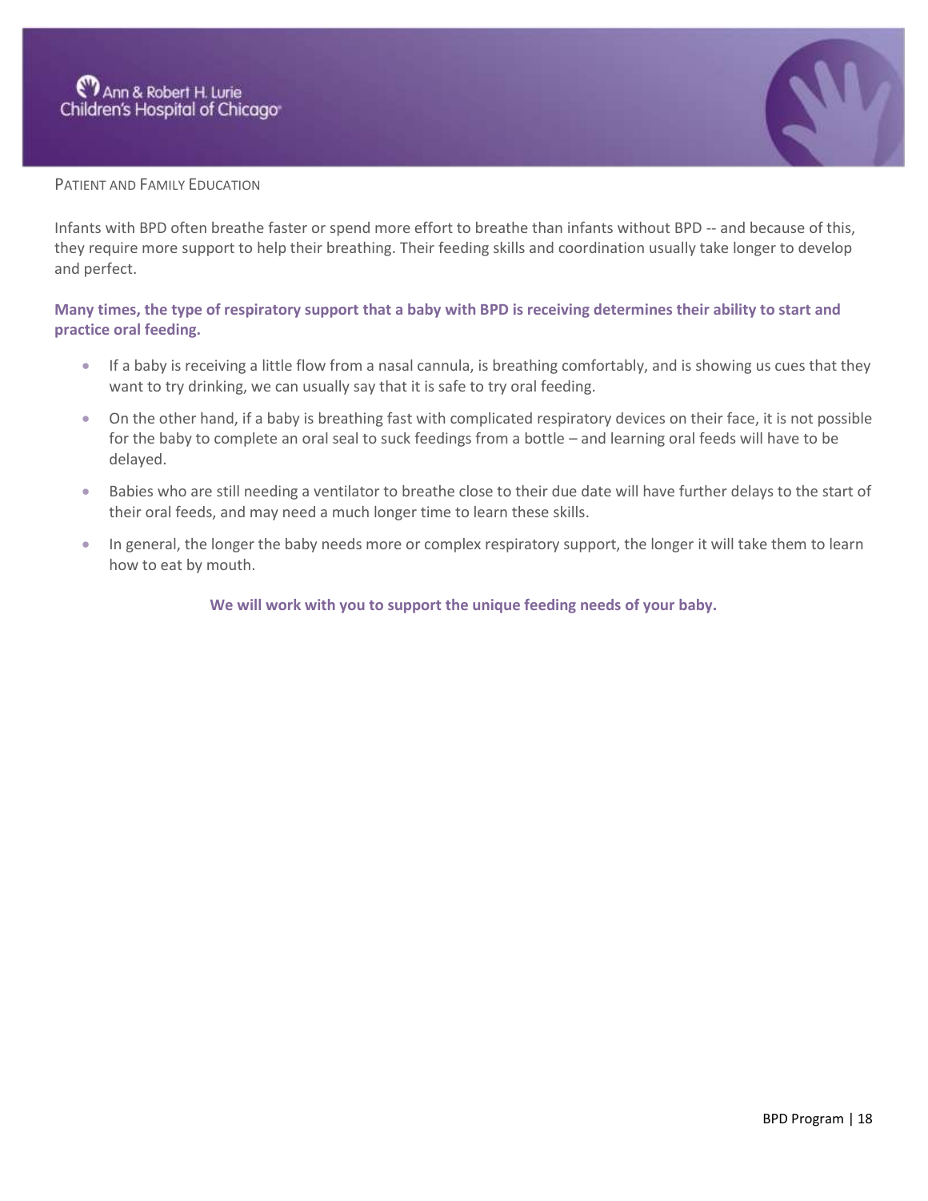Patient and Family Education

Infants with BPD often breathe faster or spend more effort to breathe than infants without BPD -- and because of this, they require more support to help their breathing. Their feeding skills and coordination usually take longer to develop and perfect.

**Many times, the type of respiratory support that a baby with BPD is receiving determines their ability to start and practice oral feeding.**

- If a baby is receiving a little flow from a nasal cannula, is breathing comfortably, and is showing us cues that they want to try drinking, we can usually say that it is safe to try oral feeding.
- On the other hand, if a baby is breathing fast with complicated respiratory devices on their face, it is not possible for the baby to complete an oral seal to suck feedings from a bottle – and learning oral feeds will have to be delayed.
- Babies who are still needing a ventilator to breathe close to their due date will have further delays to the start of their oral feeds, and may need a much longer time to learn these skills.
- In general, the longer the baby needs more or complex respiratory support, the longer it will take them to learn how to eat by mouth.

**We will work with you to support the unique feeding needs of your baby.**